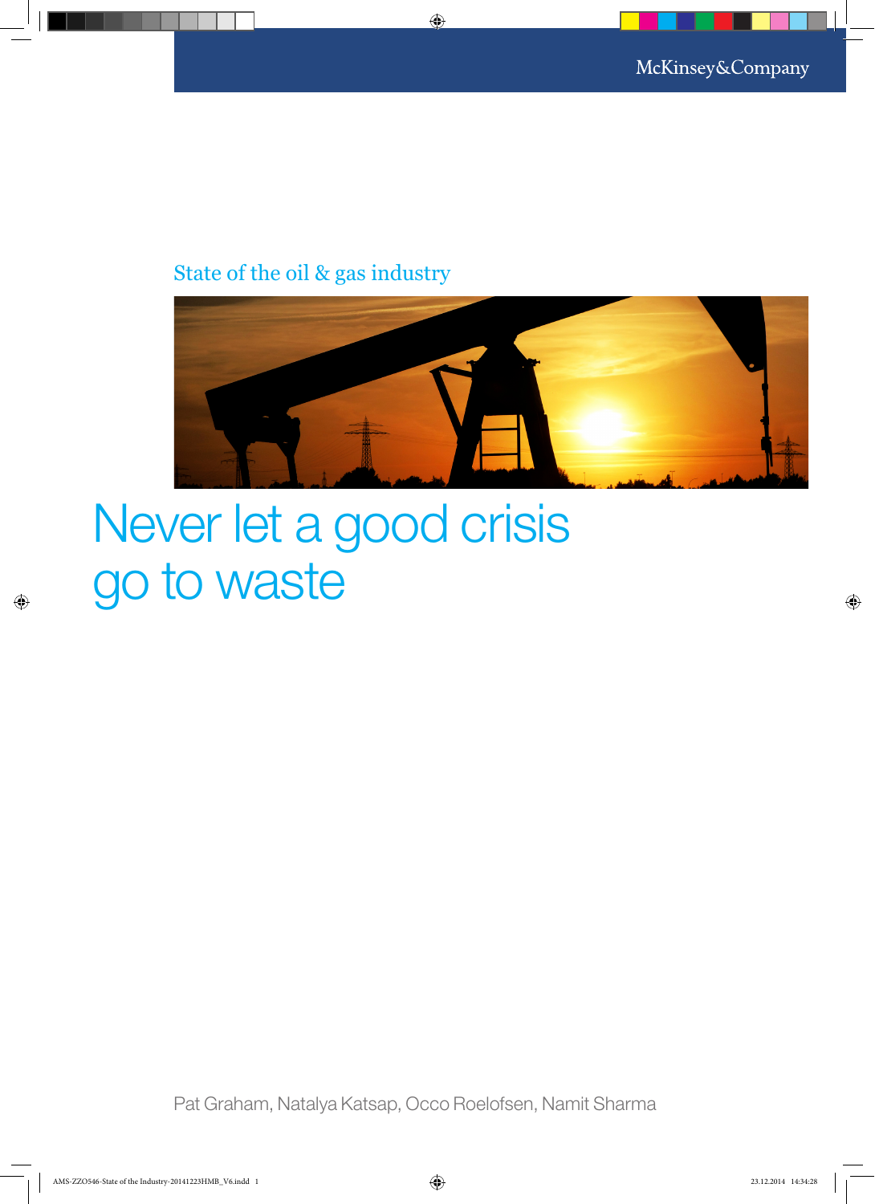McKinsey&Company

State of the oil & gas industry

# Never let a good crisis go to waste

Pat Graham, Natalya Katsap, Occo Roelofsen, Namit Sharma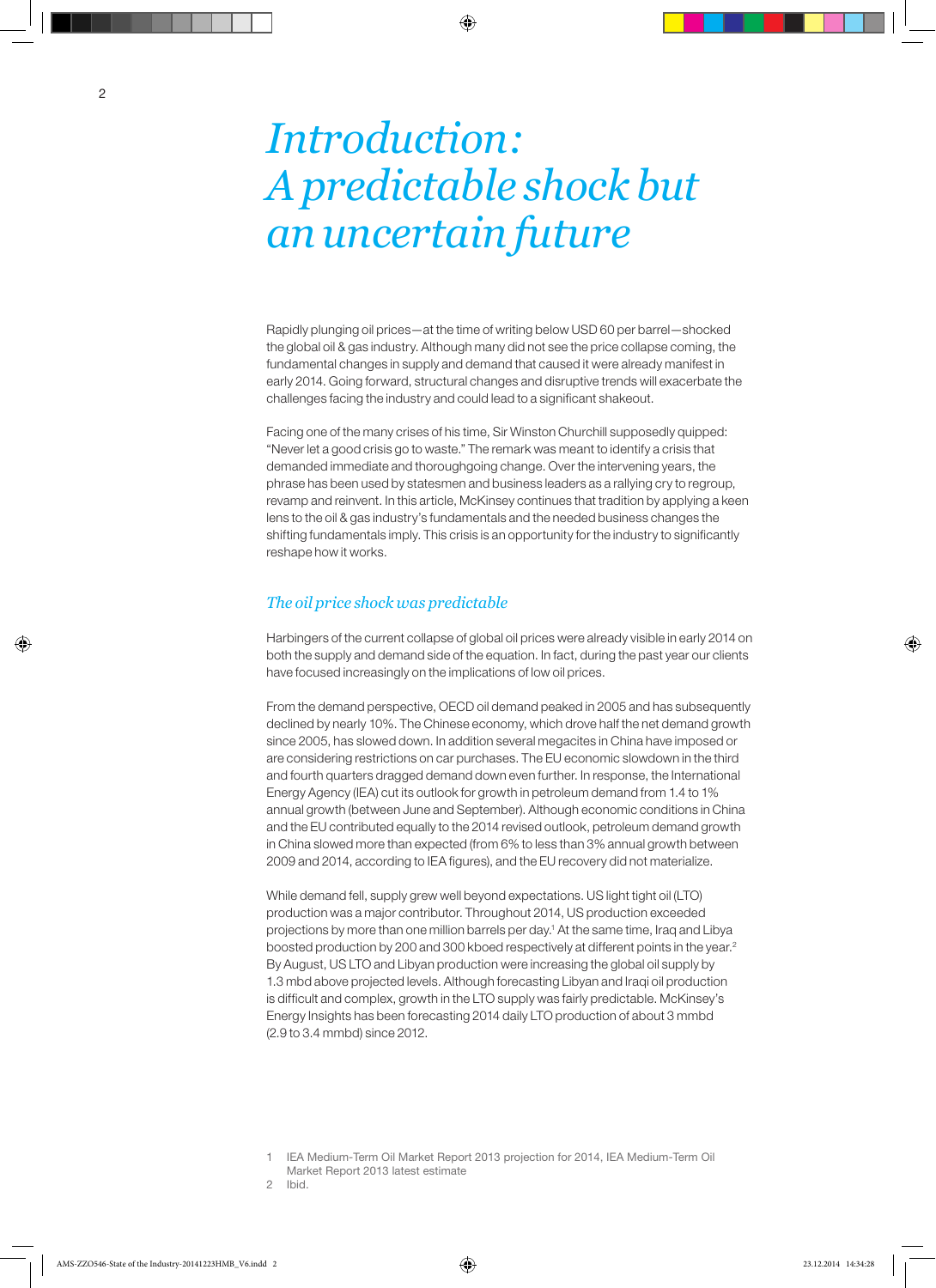# Introduction: A predictable shock but an uncertain future

Rapidly plunging oil prices—at the time of writing below USD 60 per barrel—shocked the global oil & gas industry. Although many did not see the price collapse coming, the fundamental changes in supply and demand that caused it were already manifest in early 2014. Going forward, structural changes and disruptive trends will exacerbate the challenges facing the industry and could lead to a significant shakeout.

Facing one of the many crises of his time, Sir Winston Churchill supposedly quipped: "Never let a good crisis go to waste." The remark was meant to identify a crisis that demanded immediate and thoroughgoing change. Over the intervening years, the phrase has been used by statesmen and business leaders as a rallying cry to regroup, revamp and reinvent. In this article, McKinsey continues that tradition by applying a keen lens to the oil & gas industry's fundamentals and the needed business changes the shifting fundamentals imply. This crisis is an opportunity for the industry to significantly reshape how it works.

## *The oil price shock was predictable*

Harbingers of the current collapse of global oil prices were already visible in early 2014 on both the supply and demand side of the equation. In fact, during the past year our clients have focused increasingly on the implications of low oil prices.

From the demand perspective, OECD oil demand peaked in 2005 and has subsequently declined by nearly 10%. The Chinese economy, which drove half the net demand growth since 2005, has slowed down. In addition several megacites in China have imposed or are considering restrictions on car purchases. The EU economic slowdown in the third and fourth quarters dragged demand down even further. In response, the International Energy Agency (IEA) cut its outlook for growth in petroleum demand from 1.4 to 1% annual growth (between June and September). Although economic conditions in China and the EU contributed equally to the 2014 revised outlook, petroleum demand growth in China slowed more than expected (from 6% to less than 3% annual growth between 2009 and 2014, according to IEA figures), and the EU recovery did not materialize.

While demand fell, supply grew well beyond expectations. US light tight oil (LTO) production was a major contributor. Throughout 2014, US production exceeded projections by more than one million barrels per day.[1] At the same time, Iraq and Libya boosted production by 200 and 300 kboed respectively at different points in the year.[2] By August, US LTO and Libyan production were increasing the global oil supply by 1.3 mbd above projected levels. Although forecasting Libyan and Iraqi oil production is difficult and complex, growth in the LTO supply was fairly predictable. McKinsey's Energy Insights has been forecasting 2014 daily LTO production of about 3 mmbd (2.9 to 3.4 mmbd) since 2012.

1 IEA Medium-Term Oil Market Report 2013 projection for 2014, IEA Medium-Term Oil Market Report 2013 latest estimate

2 Ibid.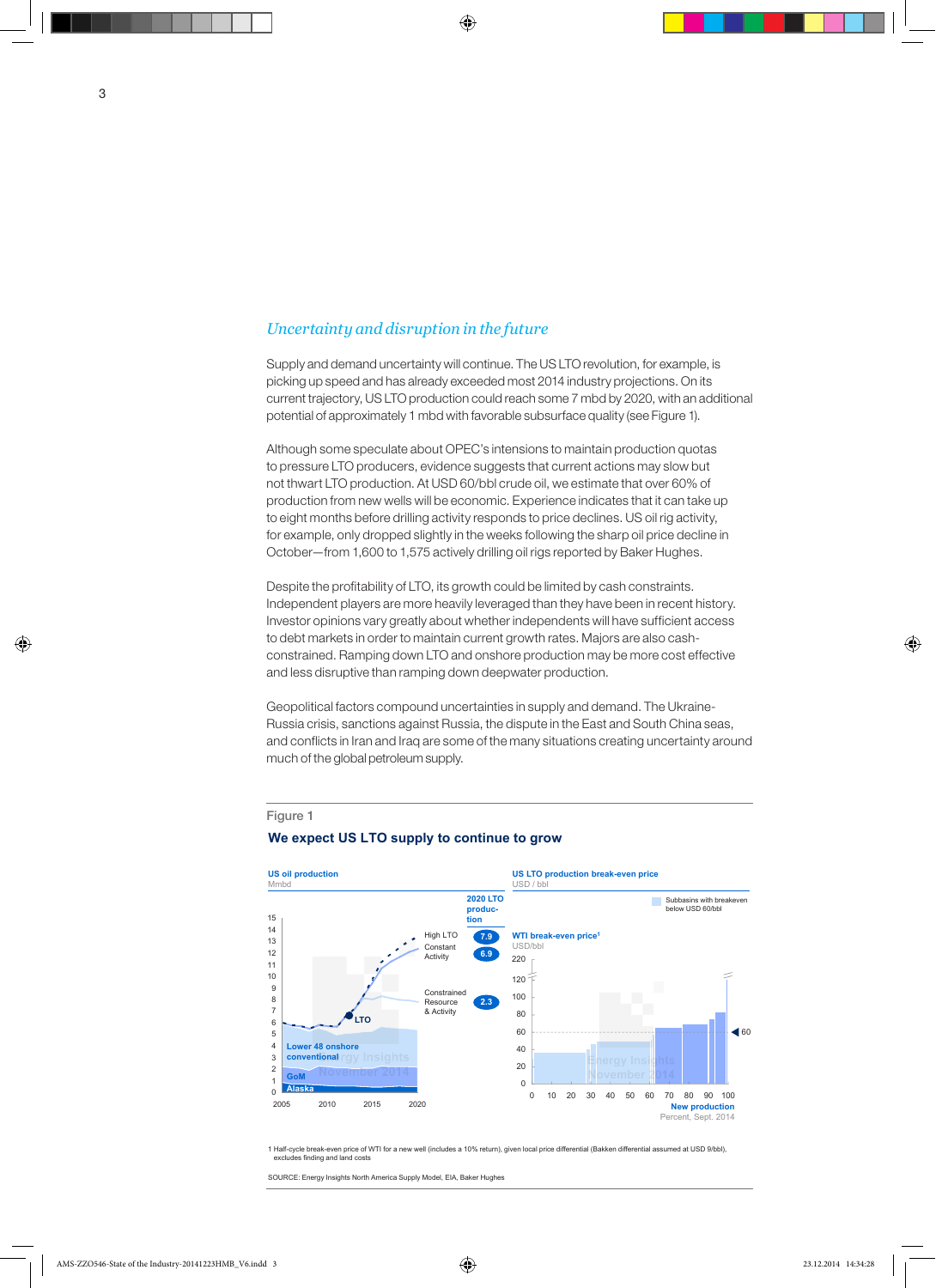## *Uncertainty and disruption in the future*

Supply and demand uncertainty will continue. The US LTO revolution, for example, is picking up speed and has already exceeded most 2014 industry projections. On its current trajectory, US LTO production could reach some 7 mbd by 2020, with an additional potential of approximately 1 mbd with favorable subsurface quality (see Figure 1).

Although some speculate about OPEC's intensions to maintain production quotas to pressure LTO producers, evidence suggests that current actions may slow but not thwart LTO production. At USD 60/bbl crude oil, we estimate that over 60% of production from new wells will be economic. Experience indicates that it can take up to eight months before drilling activity responds to price declines. US oil rig activity, for example, only dropped slightly in the weeks following the sharp oil price decline in October—from 1,600 to 1,575 actively drilling oil rigs reported by Baker Hughes.

Despite the profitability of LTO, its growth could be limited by cash constraints. Independent players are more heavily leveraged than they have been in recent history. Investor opinions vary greatly about whether independents will have sufficient access to debt markets in order to maintain current growth rates. Majors are also cash-constrained. Ramping down LTO and onshore production may be more cost effective and less disruptive than ramping down deepwater production.

Geopolitical factors compound uncertainties in supply and demand. The Ukraine-Russia crisis, sanctions against Russia, the dispute in the East and South China seas, and conflicts in Iran and Iraq are some of the many situations creating uncertainty around much of the global petroleum supply.

Figure 1

**We expect US LTO supply to continue to grow**

**US oil production**
Mmbd

2020 LTO production: High LTO 7.9; Constant Activity 6.9; Constrained Resource & Activity 2.3

Series: LTO; Lower 48 onshore conventional; GoM; Alaska (2005–2020)

**US LTO production break-even price**
USD / bbl

WTI break-even price[1]
USD/bbl

Subbasins with breakeven below USD 60/bbl

New production
Percent, Sept. 2014

1 Half-cycle break-even price of WTI for a new well (includes a 10% return), given local price differential (Bakken differential assumed at USD 9/bbl), excludes finding and land costs

SOURCE: Energy Insights North America Supply Model, EIA, Baker Hughes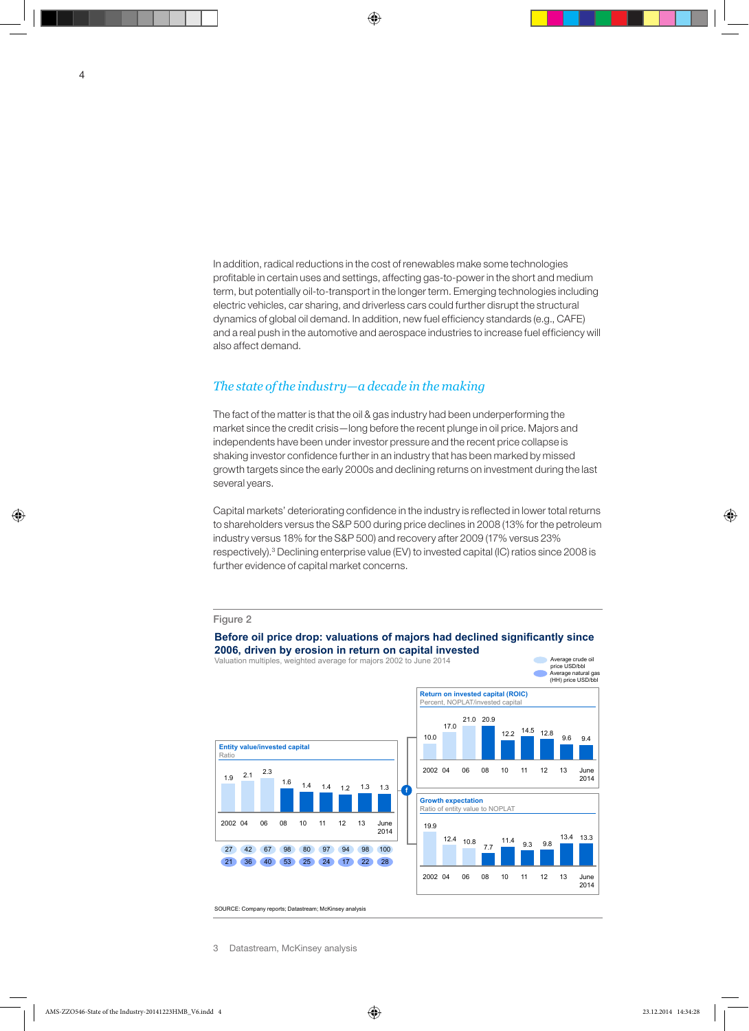In addition, radical reductions in the cost of renewables make some technologies profitable in certain uses and settings, affecting gas-to-power in the short and medium term, but potentially oil-to-transport in the longer term. Emerging technologies including electric vehicles, car sharing, and driverless cars could further disrupt the structural dynamics of global oil demand. In addition, new fuel efficiency standards (e.g., CAFE) and a real push in the automotive and aerospace industries to increase fuel efficiency will also affect demand.

## *The state of the industry—a decade in the making*

The fact of the matter is that the oil & gas industry had been underperforming the market since the credit crisis—long before the recent plunge in oil price. Majors and independents have been under investor pressure and the recent price collapse is shaking investor confidence further in an industry that has been marked by missed growth targets since the early 2000s and declining returns on investment during the last several years.

Capital markets' deteriorating confidence in the industry is reflected in lower total returns to shareholders versus the S&P 500 during price declines in 2008 (13% for the petroleum industry versus 18% for the S&P 500) and recovery after 2009 (17% versus 23% respectively).[3] Declining enterprise value (EV) to invested capital (IC) ratios since 2008 is further evidence of capital market concerns.

Figure 2

**Before oil price drop: valuations of majors had declined significantly since 2006, driven by erosion in return on capital invested**

Valuation multiples, weighted average for majors 2002 to June 2014

**Entity value/invested capital** (Ratio)

| | 2002 | 04 | 06 | 08 | 10 | 11 | 12 | 13 | June 2014 |
|---|---|---|---|---|---|---|---|---|---|
| EV/IC ratio | 1.9 | 2.1 | 2.3 | 1.6 | 1.4 | 1.4 | 1.2 | 1.3 | 1.3 |
| Average crude oil price USD/bbl | 27 | 42 | 67 | 98 | 80 | 97 | 94 | 98 | 100 |
| Average natural gas (HH) price USD/bbl | 21 | 36 | 40 | 53 | 25 | 24 | 17 | 22 | 28 |

**Return on invested capital (ROIC)** (Percent, NOPLAT/invested capital)

| 2002 | 04 | 06 | 08 | 10 | 11 | 12 | 13 | June 2014 |
|---|---|---|---|---|---|---|---|---|
| 10.0 | 17.0 | 21.0 | 20.9 | 12.2 | 14.5 | 12.8 | 9.6 | 9.4 |

**Growth expectation** (Ratio of entity value to NOPLAT)

| 2002 | 04 | 06 | 08 | 10 | 11 | 12 | 13 | June 2014 |
|---|---|---|---|---|---|---|---|---|
| 19.9 | 12.4 | 10.8 | 7.7 | 11.4 | 9.3 | 9.8 | 13.4 | 13.3 |

SOURCE: Company reports; Datastream; McKinsey analysis

3 Datastream, McKinsey analysis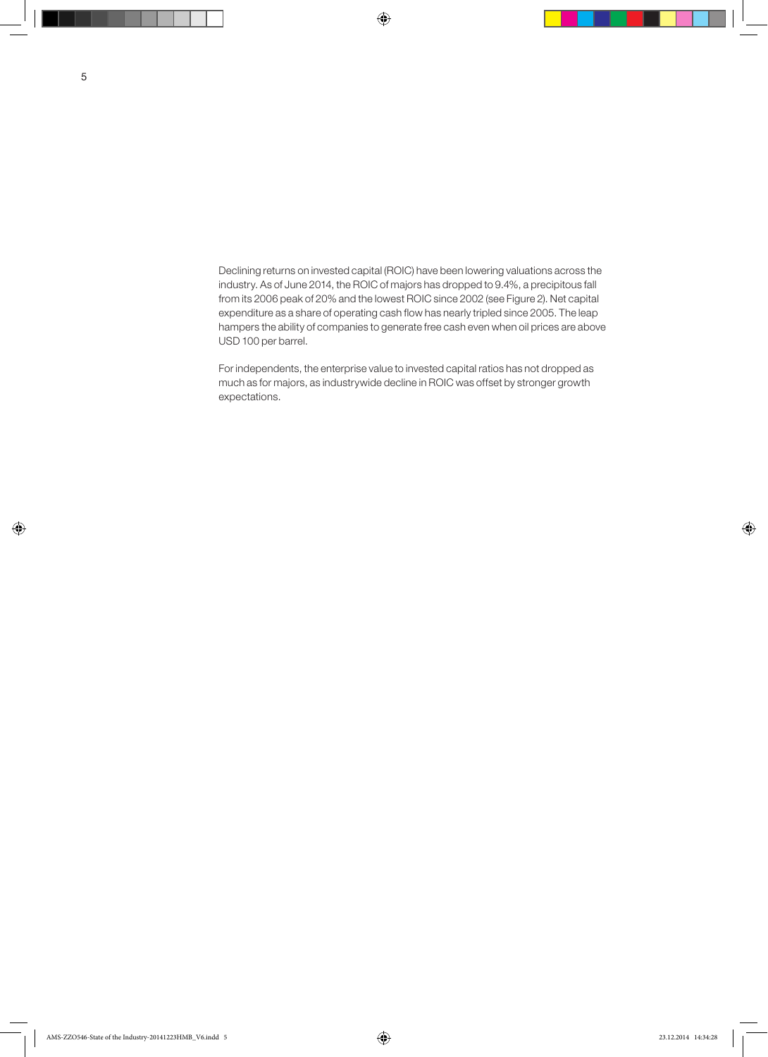Declining returns on invested capital (ROIC) have been lowering valuations across the industry. As of June 2014, the ROIC of majors has dropped to 9.4%, a precipitous fall from its 2006 peak of 20% and the lowest ROIC since 2002 (see Figure 2). Net capital expenditure as a share of operating cash flow has nearly tripled since 2005. The leap hampers the ability of companies to generate free cash even when oil prices are above USD 100 per barrel.

For independents, the enterprise value to invested capital ratios has not dropped as much as for majors, as industrywide decline in ROIC was offset by stronger growth expectations.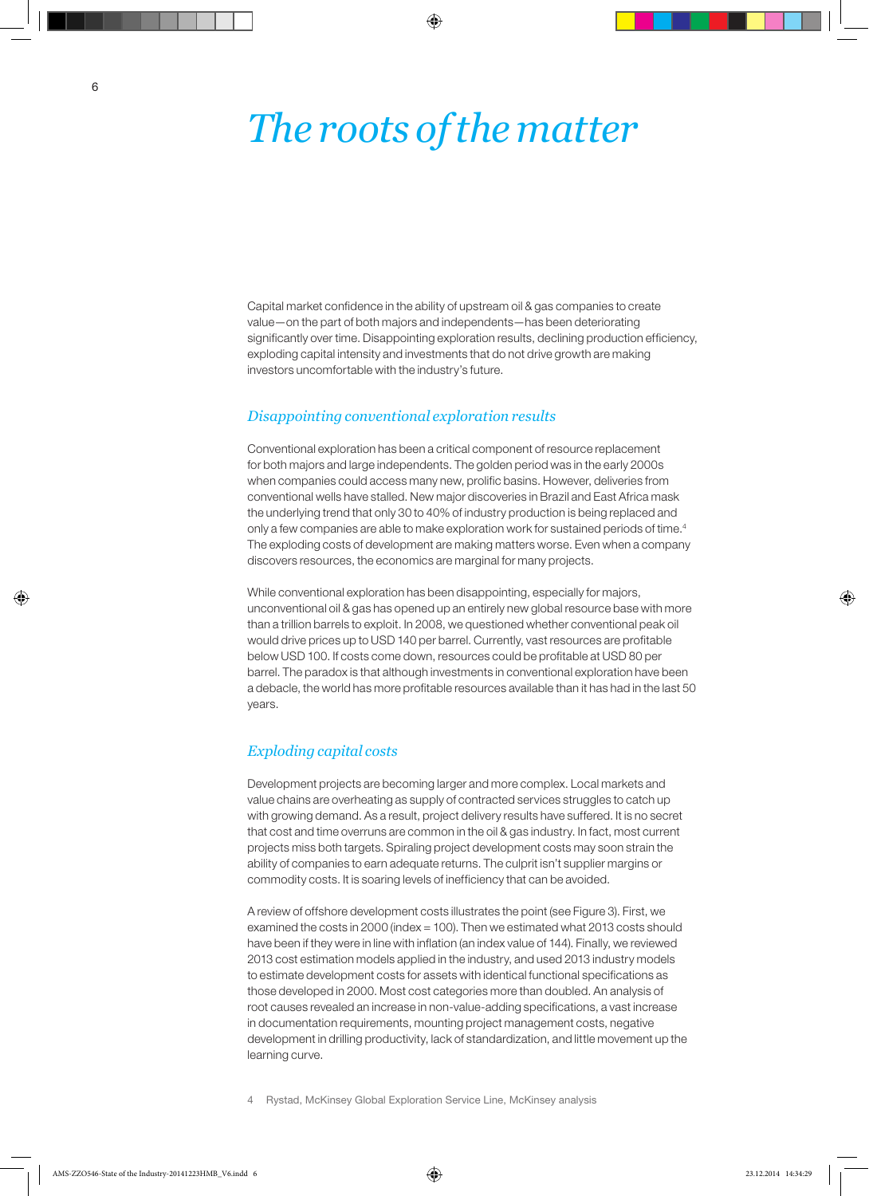# *The roots of the matter*

Capital market confidence in the ability of upstream oil & gas companies to create value—on the part of both majors and independents—has been deteriorating significantly over time. Disappointing exploration results, declining production efficiency, exploding capital intensity and investments that do not drive growth are making investors uncomfortable with the industry's future.

## *Disappointing conventional exploration results*

Conventional exploration has been a critical component of resource replacement for both majors and large independents. The golden period was in the early 2000s when companies could access many new, prolific basins. However, deliveries from conventional wells have stalled. New major discoveries in Brazil and East Africa mask the underlying trend that only 30 to 40% of industry production is being replaced and only a few companies are able to make exploration work for sustained periods of time.[4] The exploding costs of development are making matters worse. Even when a company discovers resources, the economics are marginal for many projects.

While conventional exploration has been disappointing, especially for majors, unconventional oil & gas has opened up an entirely new global resource base with more than a trillion barrels to exploit. In 2008, we questioned whether conventional peak oil would drive prices up to USD 140 per barrel. Currently, vast resources are profitable below USD 100. If costs come down, resources could be profitable at USD 80 per barrel. The paradox is that although investments in conventional exploration have been a debacle, the world has more profitable resources available than it has had in the last 50 years.

## *Exploding capital costs*

Development projects are becoming larger and more complex. Local markets and value chains are overheating as supply of contracted services struggles to catch up with growing demand. As a result, project delivery results have suffered. It is no secret that cost and time overruns are common in the oil & gas industry. In fact, most current projects miss both targets. Spiraling project development costs may soon strain the ability of companies to earn adequate returns. The culprit isn't supplier margins or commodity costs. It is soaring levels of inefficiency that can be avoided.

A review of offshore development costs illustrates the point (see Figure 3). First, we examined the costs in 2000 (index = 100). Then we estimated what 2013 costs should have been if they were in line with inflation (an index value of 144). Finally, we reviewed 2013 cost estimation models applied in the industry, and used 2013 industry models to estimate development costs for assets with identical functional specifications as those developed in 2000. Most cost categories more than doubled. An analysis of root causes revealed an increase in non-value-adding specifications, a vast increase in documentation requirements, mounting project management costs, negative development in drilling productivity, lack of standardization, and little movement up the learning curve.

4 Rystad, McKinsey Global Exploration Service Line, McKinsey analysis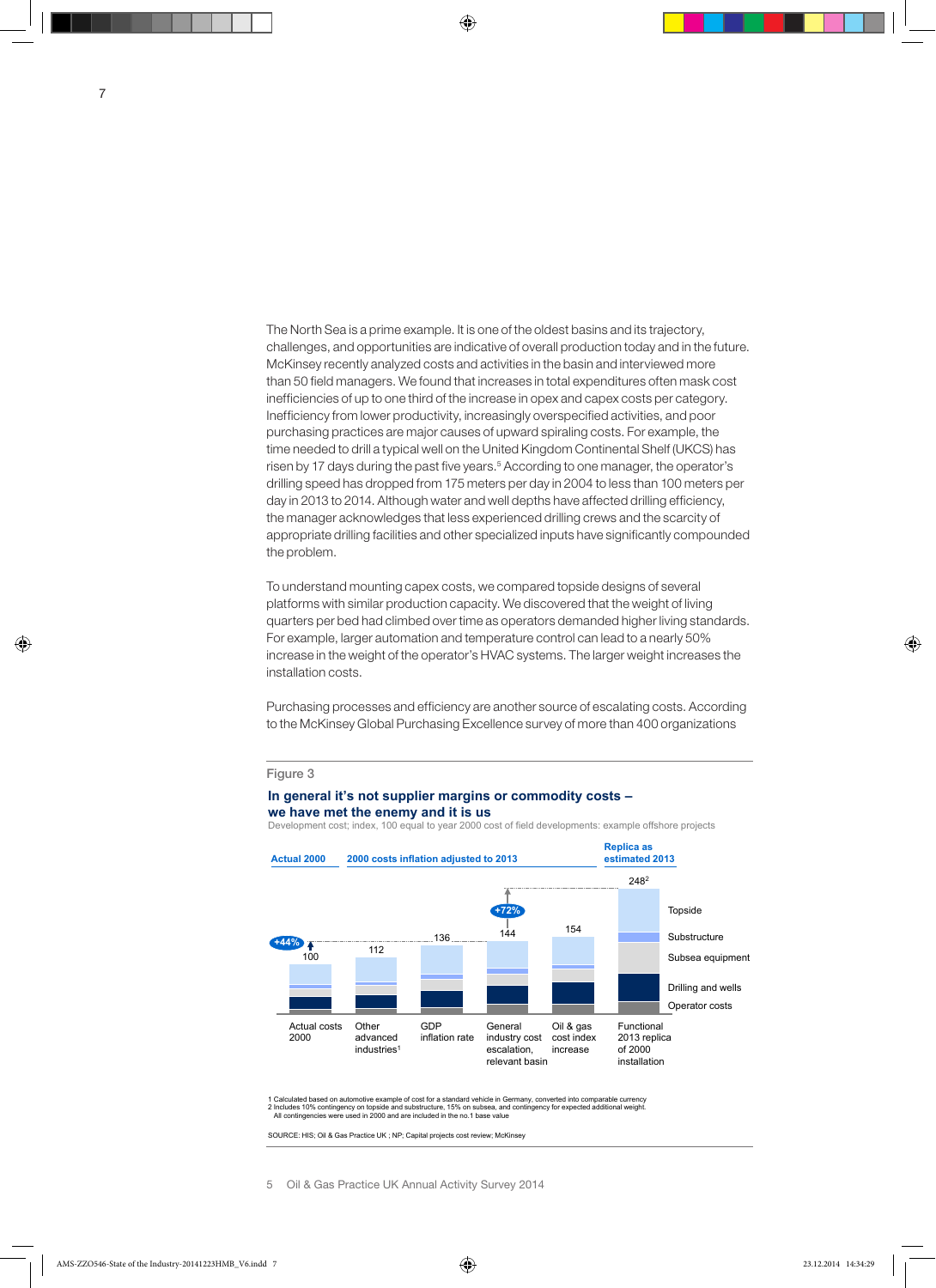The North Sea is a prime example. It is one of the oldest basins and its trajectory, challenges, and opportunities are indicative of overall production today and in the future. McKinsey recently analyzed costs and activities in the basin and interviewed more than 50 field managers. We found that increases in total expenditures often mask cost inefficiencies of up to one third of the increase in opex and capex costs per category. Inefficiency from lower productivity, increasingly overspecified activities, and poor purchasing practices are major causes of upward spiraling costs. For example, the time needed to drill a typical well on the United Kingdom Continental Shelf (UKCS) has risen by 17 days during the past five years.[5] According to one manager, the operator's drilling speed has dropped from 175 meters per day in 2004 to less than 100 meters per day in 2013 to 2014. Although water and well depths have affected drilling efficiency, the manager acknowledges that less experienced drilling crews and the scarcity of appropriate drilling facilities and other specialized inputs have significantly compounded the problem.

To understand mounting capex costs, we compared topside designs of several platforms with similar production capacity. We discovered that the weight of living quarters per bed had climbed over time as operators demanded higher living standards. For example, larger automation and temperature control can lead to a nearly 50% increase in the weight of the operator's HVAC systems. The larger weight increases the installation costs.

Purchasing processes and efficiency are another source of escalating costs. According to the McKinsey Global Purchasing Excellence survey of more than 400 organizations

Figure 3

**In general it's not supplier margins or commodity costs – we have met the enemy and it is us**

Development cost; index, 100 equal to year 2000 cost of field developments: example offshore projects

| | Actual 2000 | 2000 costs inflation adjusted to 2013 | | | | Replica as estimated 2013 |
|---|---|---|---|---|---|---|
| | Actual costs 2000 | Other advanced industries[1] | GDP inflation rate | General industry cost escalation, relevant basin | Oil & gas cost index increase | Functional 2013 replica of 2000 installation |
| Index | 100 | 112 | 136 | 144 | 154 | 248[2] |

Components: Topside, Substructure, Subsea equipment, Drilling and wells, Operator costs. +44% (Actual 2000 to general industry cost escalation); +72% (general industry cost escalation to functional 2013 replica).

1 Calculated based on automotive example of cost for a standard vehicle in Germany, converted into comparable currency
2 Includes 10% contingency on topside and substructure, 15% on subsea, and contingency for expected additional weight. All contingencies were used in 2000 and are included in the no.1 base value

SOURCE: HIS; Oil & Gas Practice UK ; NP; Capital projects cost review; McKinsey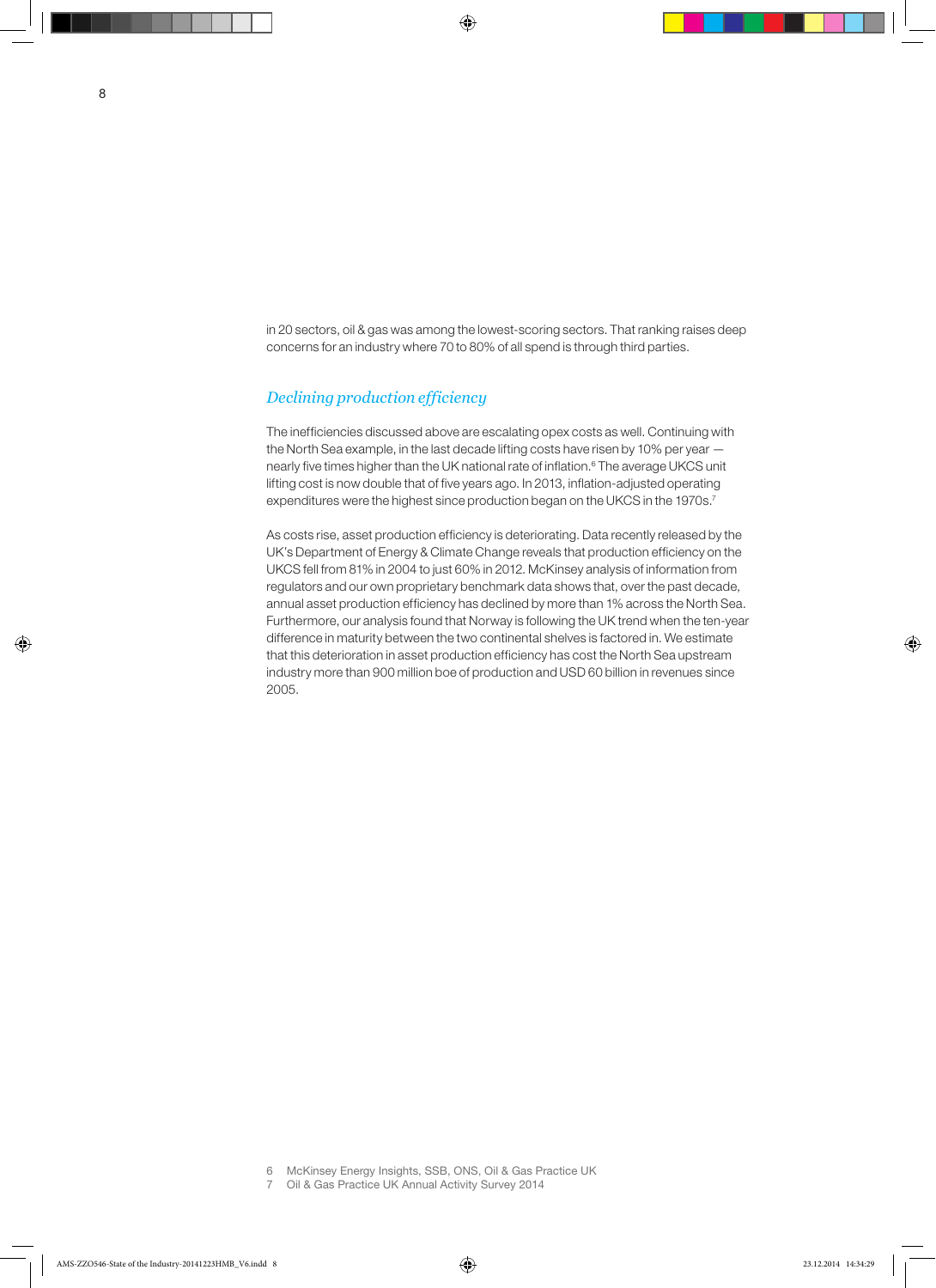in 20 sectors, oil & gas was among the lowest-scoring sectors. That ranking raises deep concerns for an industry where 70 to 80% of all spend is through third parties.

## *Declining production efficiency*

The inefficiencies discussed above are escalating opex costs as well. Continuing with the North Sea example, in the last decade lifting costs have risen by 10% per year — nearly five times higher than the UK national rate of inflation.[6] The average UKCS unit lifting cost is now double that of five years ago. In 2013, inflation-adjusted operating expenditures were the highest since production began on the UKCS in the 1970s.[7]

As costs rise, asset production efficiency is deteriorating. Data recently released by the UK's Department of Energy & Climate Change reveals that production efficiency on the UKCS fell from 81% in 2004 to just 60% in 2012. McKinsey analysis of information from regulators and our own proprietary benchmark data shows that, over the past decade, annual asset production efficiency has declined by more than 1% across the North Sea. Furthermore, our analysis found that Norway is following the UK trend when the ten-year difference in maturity between the two continental shelves is factored in. We estimate that this deterioration in asset production efficiency has cost the North Sea upstream industry more than 900 million boe of production and USD 60 billion in revenues since 2005.

6 McKinsey Energy Insights, SSB, ONS, Oil & Gas Practice UK
7 Oil & Gas Practice UK Annual Activity Survey 2014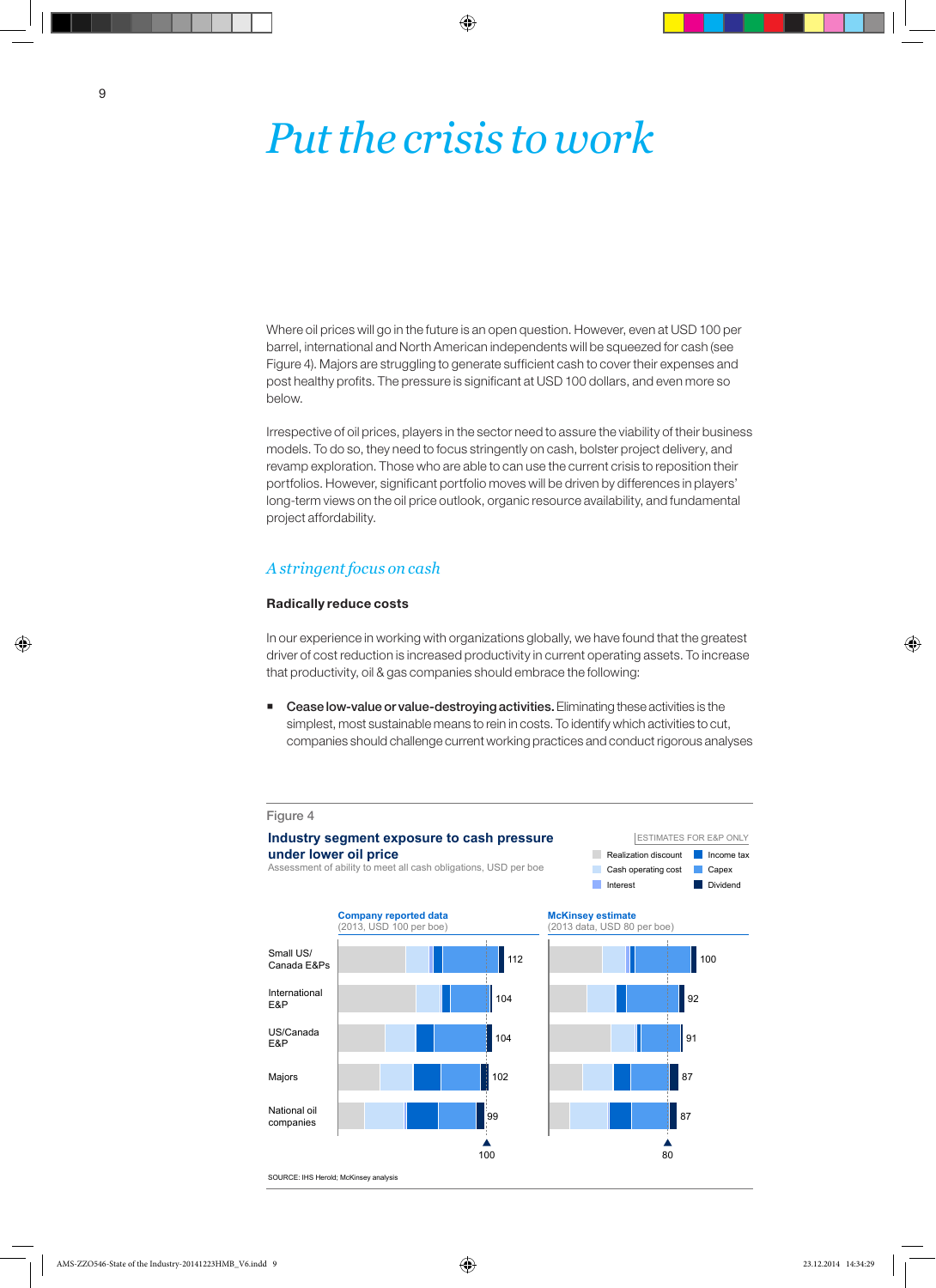# *Put the crisis to work*

Where oil prices will go in the future is an open question. However, even at USD 100 per barrel, international and North American independents will be squeezed for cash (see Figure 4). Majors are struggling to generate sufficient cash to cover their expenses and post healthy profits. The pressure is significant at USD 100 dollars, and even more so below.

Irrespective of oil prices, players in the sector need to assure the viability of their business models. To do so, they need to focus stringently on cash, bolster project delivery, and revamp exploration. Those who are able to can use the current crisis to reposition their portfolios. However, significant portfolio moves will be driven by differences in players' long-term views on the oil price outlook, organic resource availability, and fundamental project affordability.

## *A stringent focus on cash*

### Radically reduce costs

In our experience in working with organizations globally, we have found that the greatest driver of cost reduction is increased productivity in current operating assets. To increase that productivity, oil & gas companies should embrace the following:

- **Cease low-value or value-destroying activities.** Eliminating these activities is the simplest, most sustainable means to rein in costs. To identify which activities to cut, companies should challenge current working practices and conduct rigorous analyses

Figure 4

**Industry segment exposure to cash pressure under lower oil price**

Assessment of ability to meet all cash obligations, USD per boe

ESTIMATES FOR E&P ONLY

Legend: Realization discount; Cash operating cost; Interest; Income tax; Capex; Dividend

| Segment | Company reported data (2013, USD 100 per boe) | McKinsey estimate (2013 data, USD 80 per boe) |
|---|---|---|
| Small US/ Canada E&Ps | 112 | 100 |
| International E&P | 104 | 92 |
| US/Canada E&P | 104 | 91 |
| Majors | 102 | 87 |
| National oil companies | 99 | 87 |

Reference lines: 100 (company reported data); 80 (McKinsey estimate)

SOURCE: IHS Herold; McKinsey analysis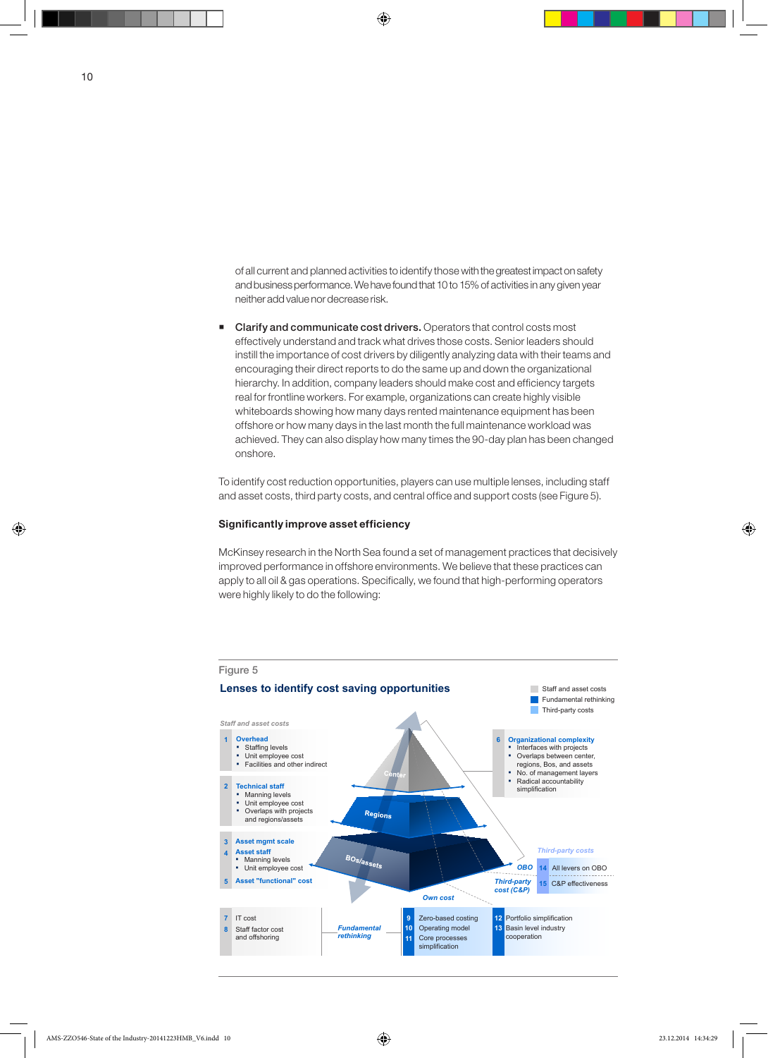of all current and planned activities to identify those with the greatest impact on safety and business performance. We have found that 10 to 15% of activities in any given year neither add value nor decrease risk.

- **Clarify and communicate cost drivers.** Operators that control costs most effectively understand and track what drives those costs. Senior leaders should instill the importance of cost drivers by diligently analyzing data with their teams and encouraging their direct reports to do the same up and down the organizational hierarchy. In addition, company leaders should make cost and efficiency targets real for frontline workers. For example, organizations can create highly visible whiteboards showing how many days rented maintenance equipment has been offshore or how many days in the last month the full maintenance workload was achieved. They can also display how many times the 90-day plan has been changed onshore.

To identify cost reduction opportunities, players can use multiple lenses, including staff and asset costs, third party costs, and central office and support costs (see Figure 5).

### Significantly improve asset efficiency

McKinsey research in the North Sea found a set of management practices that decisively improved performance in offshore environments. We believe that these practices can apply to all oil & gas operations. Specifically, we found that high-performing operators were highly likely to do the following:

Figure 5

**Lenses to identify cost saving opportunities**

Legend: Staff and asset costs; Fundamental rethinking; Third-party costs

*Staff and asset costs*

1 **Overhead**
- Staffing levels
- Unit employee cost
- Facilities and other indirect

2 **Technical staff**
- Manning levels
- Unit employee cost
- Overlaps with projects and regions/assets

3 **Asset mgmt scale**

4 **Asset staff**
- Manning levels
- Unit employee cost

5 **Asset "functional" cost**

Center / Regions / BOs/assets

6 **Organizational complexity**
- Interfaces with projects
- Overlaps between center, regions, Bos, and assets
- No. of management layers
- Radical accountability simplification

*Third-party costs*

OBO — 14 All levers on OBO

Third-party cost (C&P) — 15 C&P effectiveness

Own cost

7 IT cost

8 Staff factor cost and offshoring

*Fundamental rethinking*

9 Zero-based costing

10 Operating model

11 Core processes simplification

12 Portfolio simplification

13 Basin level industry cooperation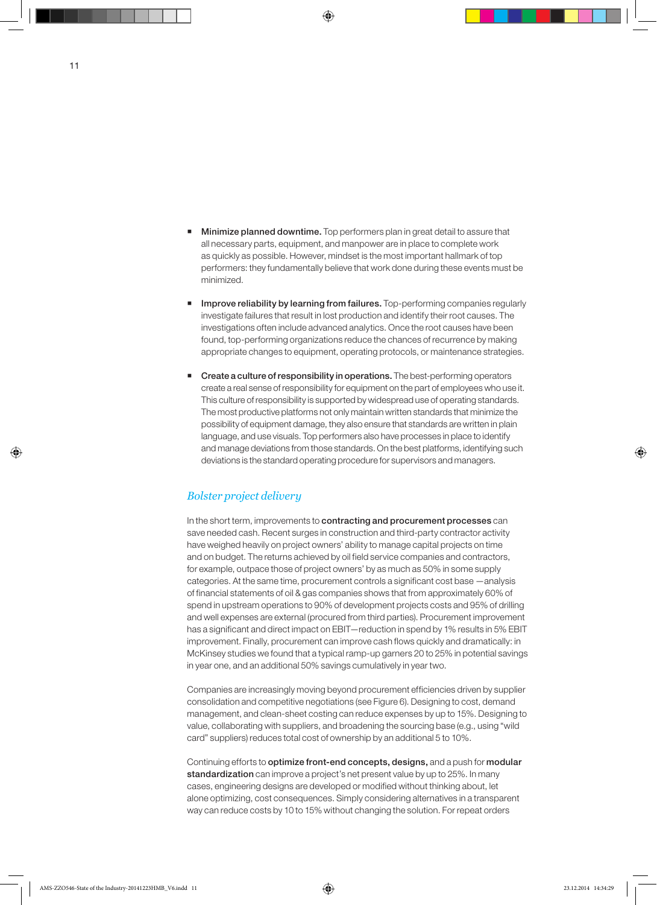- **Minimize planned downtime.** Top performers plan in great detail to assure that all necessary parts, equipment, and manpower are in place to complete work as quickly as possible. However, mindset is the most important hallmark of top performers: they fundamentally believe that work done during these events must be minimized.

- **Improve reliability by learning from failures.** Top-performing companies regularly investigate failures that result in lost production and identify their root causes. The investigations often include advanced analytics. Once the root causes have been found, top-performing organizations reduce the chances of recurrence by making appropriate changes to equipment, operating protocols, or maintenance strategies.

- **Create a culture of responsibility in operations.** The best-performing operators create a real sense of responsibility for equipment on the part of employees who use it. This culture of responsibility is supported by widespread use of operating standards. The most productive platforms not only maintain written standards that minimize the possibility of equipment damage, they also ensure that standards are written in plain language, and use visuals. Top performers also have processes in place to identify and manage deviations from those standards. On the best platforms, identifying such deviations is the standard operating procedure for supervisors and managers.

## *Bolster project delivery*

In the short term, improvements to **contracting and procurement processes** can save needed cash. Recent surges in construction and third-party contractor activity have weighed heavily on project owners' ability to manage capital projects on time and on budget. The returns achieved by oil field service companies and contractors, for example, outpace those of project owners' by as much as 50% in some supply categories. At the same time, procurement controls a significant cost base —analysis of financial statements of oil & gas companies shows that from approximately 60% of spend in upstream operations to 90% of development projects costs and 95% of drilling and well expenses are external (procured from third parties). Procurement improvement has a significant and direct impact on EBIT—reduction in spend by 1% results in 5% EBIT improvement. Finally, procurement can improve cash flows quickly and dramatically: in McKinsey studies we found that a typical ramp-up garners 20 to 25% in potential savings in year one, and an additional 50% savings cumulatively in year two.

Companies are increasingly moving beyond procurement efficiencies driven by supplier consolidation and competitive negotiations (see Figure 6). Designing to cost, demand management, and clean-sheet costing can reduce expenses by up to 15%. Designing to value, collaborating with suppliers, and broadening the sourcing base (e.g., using "wild card" suppliers) reduces total cost of ownership by an additional 5 to 10%.

Continuing efforts to **optimize front-end concepts, designs,** and a push for **modular standardization** can improve a project's net present value by up to 25%. In many cases, engineering designs are developed or modified without thinking about, let alone optimizing, cost consequences. Simply considering alternatives in a transparent way can reduce costs by 10 to 15% without changing the solution. For repeat orders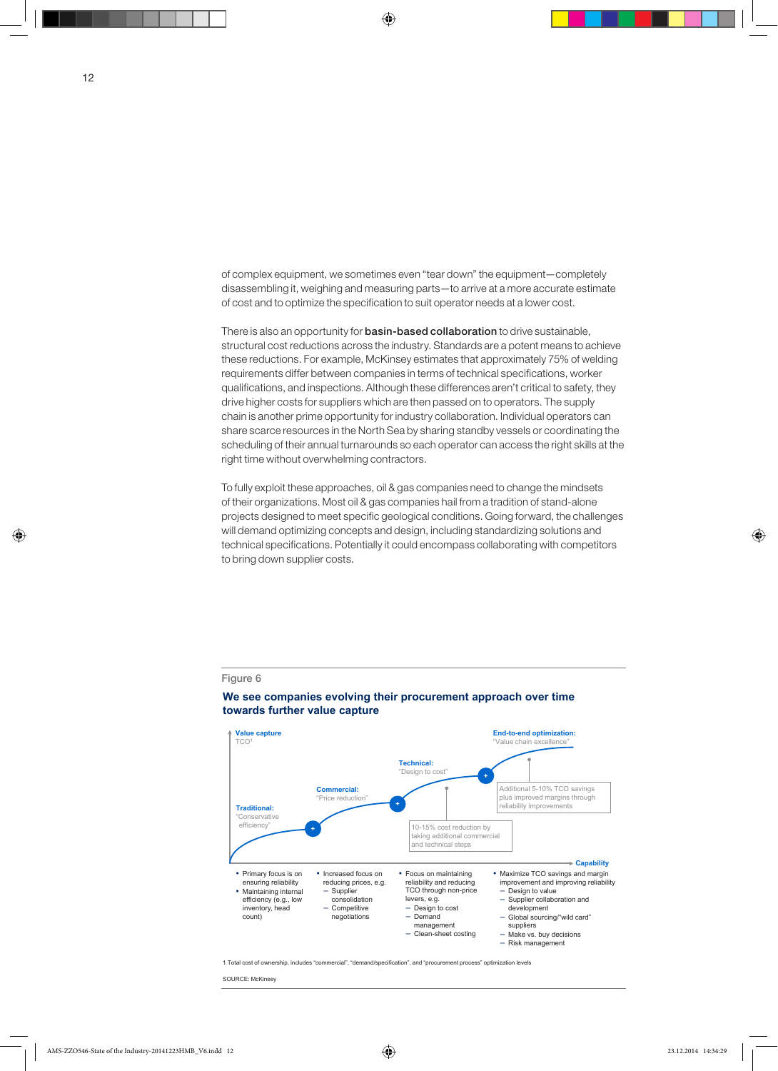of complex equipment, we sometimes even "tear down" the equipment—completely disassembling it, weighing and measuring parts—to arrive at a more accurate estimate of cost and to optimize the specification to suit operator needs at a lower cost.

There is also an opportunity for **basin-based collaboration** to drive sustainable, structural cost reductions across the industry. Standards are a potent means to achieve these reductions. For example, McKinsey estimates that approximately 75% of welding requirements differ between companies in terms of technical specifications, worker qualifications, and inspections. Although these differences aren't critical to safety, they drive higher costs for suppliers which are then passed on to operators. The supply chain is another prime opportunity for industry collaboration. Individual operators can share scarce resources in the North Sea by sharing standby vessels or coordinating the scheduling of their annual turnarounds so each operator can access the right skills at the right time without overwhelming contractors.

To fully exploit these approaches, oil & gas companies need to change the mindsets of their organizations. Most oil & gas companies hail from a tradition of stand-alone projects designed to meet specific geological conditions. Going forward, the challenges will demand optimizing concepts and design, including standardizing solutions and technical specifications. Potentially it could encompass collaborating with competitors to bring down supplier costs.

Figure 6

**We see companies evolving their procurement approach over time towards further value capture**

Value capture TCO[1]

- **Traditional:** "Conservative efficiency"
- **Commercial:** "Price reduction"
- **Technical:** "Design to cost"
- **End-to-end optimization:** "Value chain excellence"

10-15% cost reduction by taking additional commercial and technical steps

Additional 5-10% TCO savings plus improved margins through reliability improvements

Capability

| Traditional | Commercial | Technical | End-to-end optimization |
|---|---|---|---|
| • Primary focus is on ensuring reliability<br>• Maintaining internal efficiency (e.g., low inventory, head count) | • Increased focus on reducing prices, e.g.<br>– Supplier consolidation<br>– Competitive negotiations | • Focus on maintaining reliability and reducing TCO through non-price levers, e.g.<br>– Design to cost<br>– Demand management<br>– Clean-sheet costing | • Maximize TCO savings and margin improvement and improving reliability<br>– Design to value<br>– Supplier collaboration and development<br>– Global sourcing/"wild card" suppliers<br>– Make vs. buy decisions<br>– Risk management |

1 Total cost of ownership, includes "commercial", "demand/specification", and "procurement process" optimization levels

SOURCE: McKinsey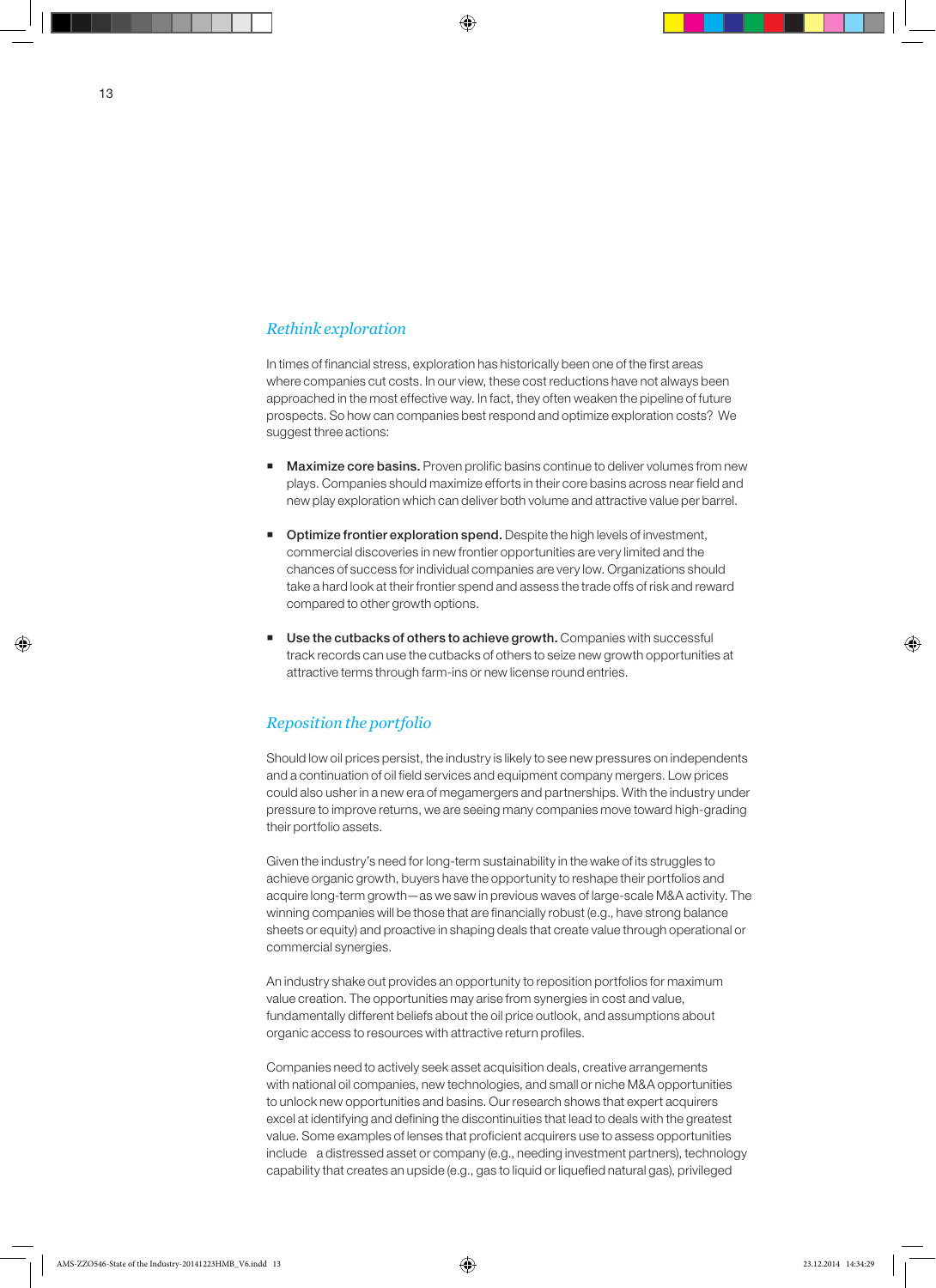## *Rethink exploration*

In times of financial stress, exploration has historically been one of the first areas where companies cut costs. In our view, these cost reductions have not always been approached in the most effective way. In fact, they often weaken the pipeline of future prospects. So how can companies best respond and optimize exploration costs? We suggest three actions:

- **Maximize core basins.** Proven prolific basins continue to deliver volumes from new plays. Companies should maximize efforts in their core basins across near field and new play exploration which can deliver both volume and attractive value per barrel.

- **Optimize frontier exploration spend.** Despite the high levels of investment, commercial discoveries in new frontier opportunities are very limited and the chances of success for individual companies are very low. Organizations should take a hard look at their frontier spend and assess the trade offs of risk and reward compared to other growth options.

- **Use the cutbacks of others to achieve growth.** Companies with successful track records can use the cutbacks of others to seize new growth opportunities at attractive terms through farm-ins or new license round entries.

## *Reposition the portfolio*

Should low oil prices persist, the industry is likely to see new pressures on independents and a continuation of oil field services and equipment company mergers. Low prices could also usher in a new era of megamergers and partnerships. With the industry under pressure to improve returns, we are seeing many companies move toward high-grading their portfolio assets.

Given the industry's need for long-term sustainability in the wake of its struggles to achieve organic growth, buyers have the opportunity to reshape their portfolios and acquire long-term growth—as we saw in previous waves of large-scale M&A activity. The winning companies will be those that are financially robust (e.g., have strong balance sheets or equity) and proactive in shaping deals that create value through operational or commercial synergies.

An industry shake out provides an opportunity to reposition portfolios for maximum value creation. The opportunities may arise from synergies in cost and value, fundamentally different beliefs about the oil price outlook, and assumptions about organic access to resources with attractive return profiles.

Companies need to actively seek asset acquisition deals, creative arrangements with national oil companies, new technologies, and small or niche M&A opportunities to unlock new opportunities and basins. Our research shows that expert acquirers excel at identifying and defining the discontinuities that lead to deals with the greatest value. Some examples of lenses that proficient acquirers use to assess opportunities include a distressed asset or company (e.g., needing investment partners), technology capability that creates an upside (e.g., gas to liquid or liquefied natural gas), privileged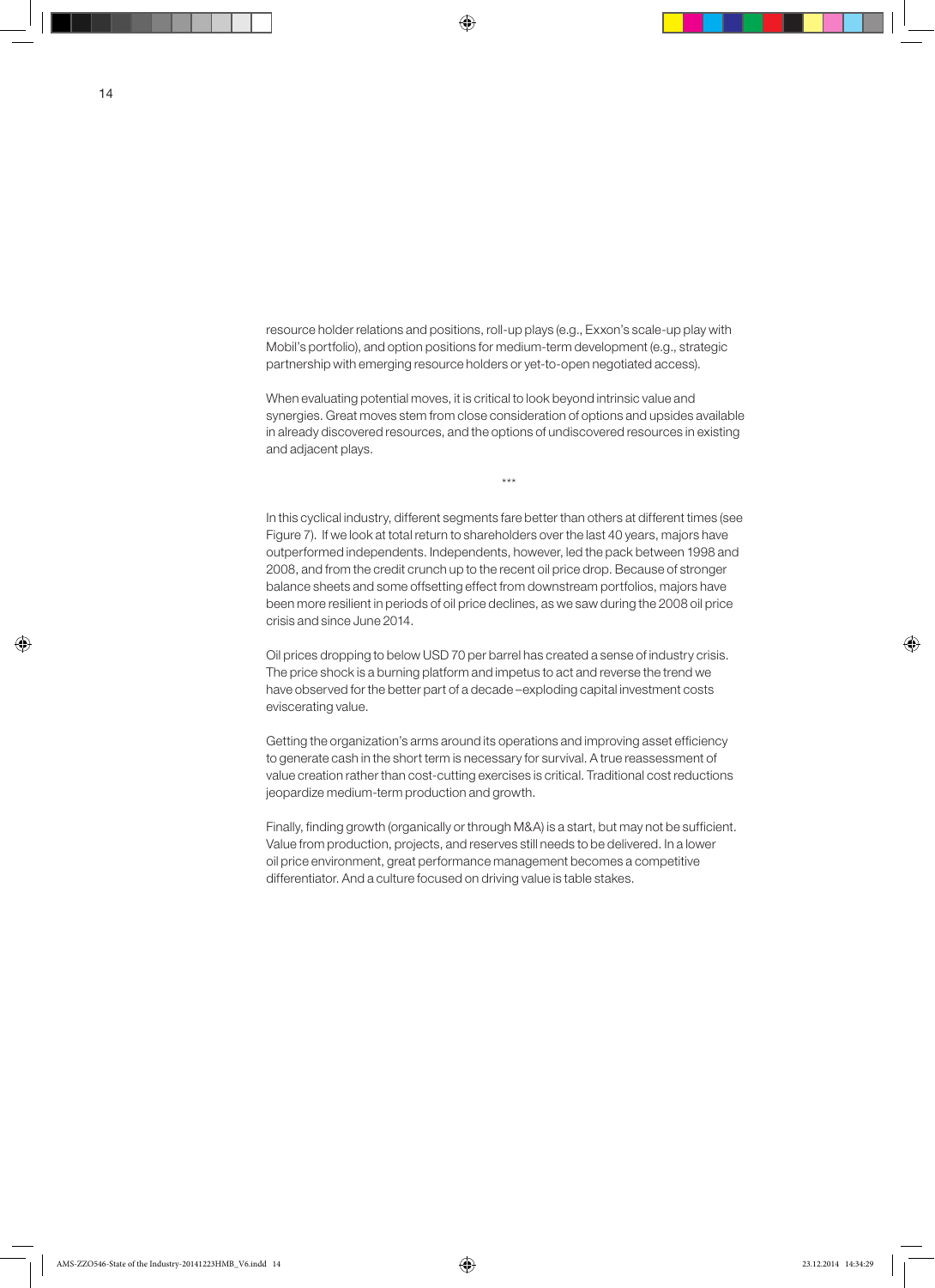resource holder relations and positions, roll-up plays (e.g., Exxon's scale-up play with Mobil's portfolio), and option positions for medium-term development (e.g., strategic partnership with emerging resource holders or yet-to-open negotiated access).

When evaluating potential moves, it is critical to look beyond intrinsic value and synergies. Great moves stem from close consideration of options and upsides available in already discovered resources, and the options of undiscovered resources in existing and adjacent plays.

***

In this cyclical industry, different segments fare better than others at different times (see Figure 7). If we look at total return to shareholders over the last 40 years, majors have outperformed independents. Independents, however, led the pack between 1998 and 2008, and from the credit crunch up to the recent oil price drop. Because of stronger balance sheets and some offsetting effect from downstream portfolios, majors have been more resilient in periods of oil price declines, as we saw during the 2008 oil price crisis and since June 2014.

Oil prices dropping to below USD 70 per barrel has created a sense of industry crisis. The price shock is a burning platform and impetus to act and reverse the trend we have observed for the better part of a decade – exploding capital investment costs eviscerating value.

Getting the organization's arms around its operations and improving asset efficiency to generate cash in the short term is necessary for survival. A true reassessment of value creation rather than cost-cutting exercises is critical. Traditional cost reductions jeopardize medium-term production and growth.

Finally, finding growth (organically or through M&A) is a start, but may not be sufficient. Value from production, projects, and reserves still needs to be delivered. In a lower oil price environment, great performance management becomes a competitive differentiator. And a culture focused on driving value is table stakes.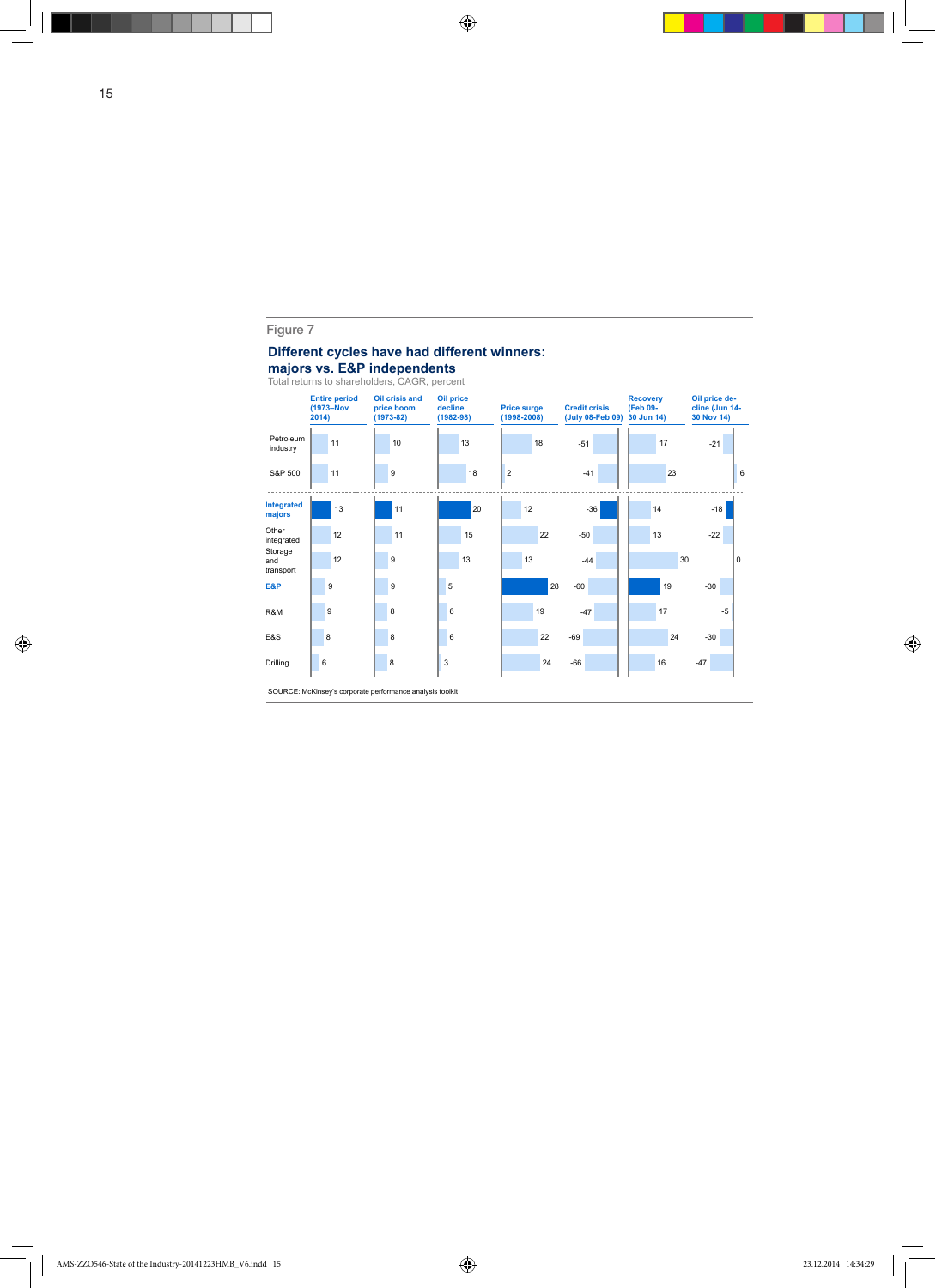Figure 7

## Different cycles have had different winners: majors vs. E&P independents

Total returns to shareholders, CAGR, percent

| | Entire period (1973–Nov 2014) | Oil crisis and price boom (1973-82) | Oil price decline (1982-98) | Price surge (1998-2008) | Credit crisis (July 08-Feb 09) | Recovery (Feb 09-30 Jun 14) | Oil price decline (Jun 14-30 Nov 14) |
|---|---|---|---|---|---|---|---|
| Petroleum industry | 11 | 10 | 13 | 18 | -51 | 17 | -21 |
| S&P 500 | 11 | 9 | 18 | 2 | -41 | 23 | 6 |
| **Integrated majors** | 13 | 11 | 20 | 12 | -36 | 14 | -18 |
| Other integrated | 12 | 11 | 15 | 22 | -50 | 13 | -22 |
| Storage and transport | 12 | 9 | 13 | 13 | -44 | 30 | 0 |
| **E&P** | 9 | 9 | 5 | 28 | -60 | 19 | -30 |
| R&M | 9 | 8 | 6 | 19 | -47 | 17 | -5 |
| E&S | 8 | 8 | 6 | 22 | -69 | 24 | -30 |
| Drilling | 6 | 8 | 3 | 24 | -66 | 16 | -47 |

SOURCE: McKinsey's corporate performance analysis toolkit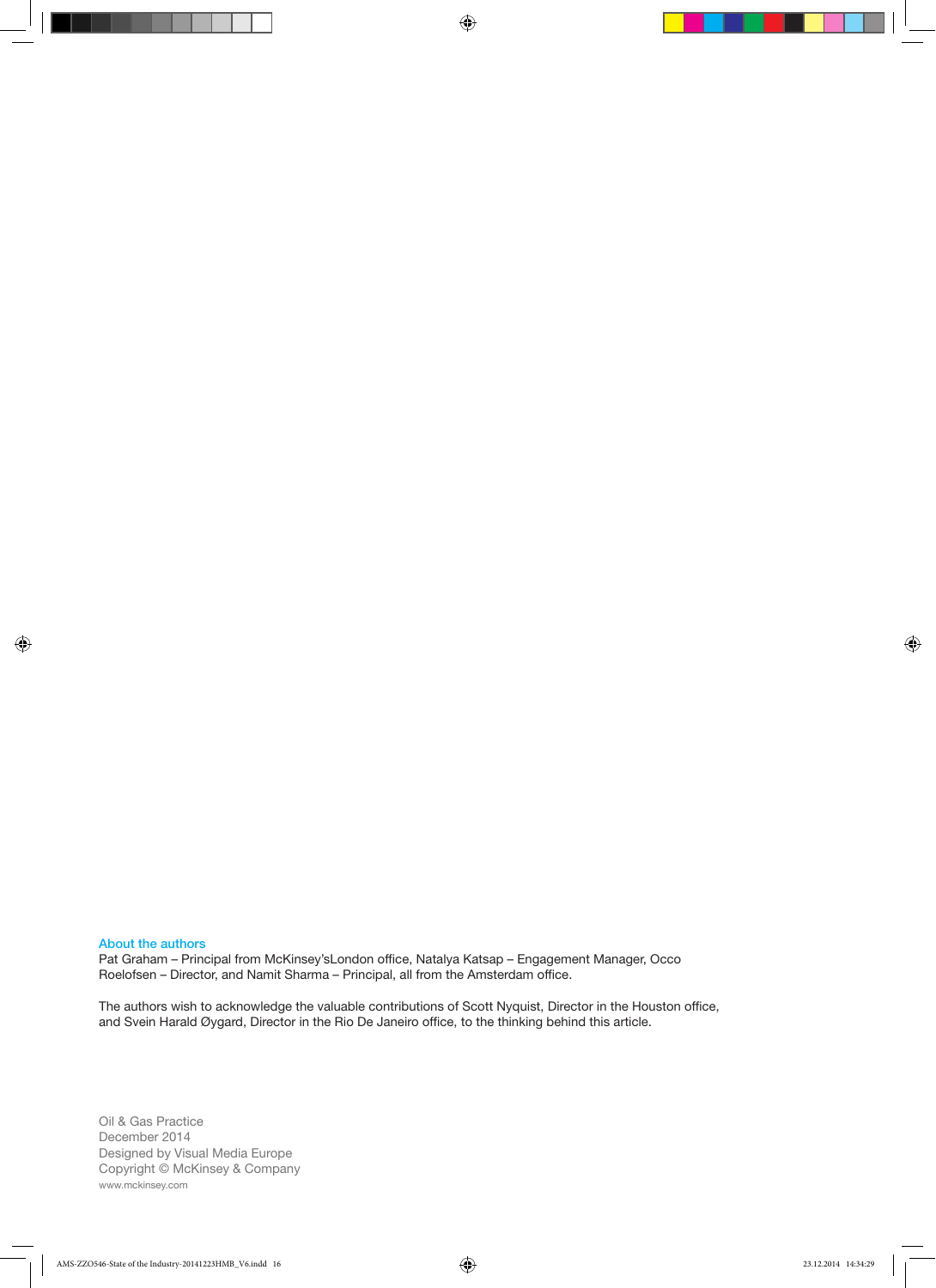### About the authors

Pat Graham – Principal from McKinsey'sLondon office, Natalya Katsap – Engagement Manager, Occo Roelofsen – Director, and Namit Sharma – Principal, all from the Amsterdam office.

The authors wish to acknowledge the valuable contributions of Scott Nyquist, Director in the Houston office, and Svein Harald Øygard, Director in the Rio De Janeiro office, to the thinking behind this article.

Oil & Gas Practice
December 2014
Designed by Visual Media Europe
Copyright © McKinsey & Company
www.mckinsey.com